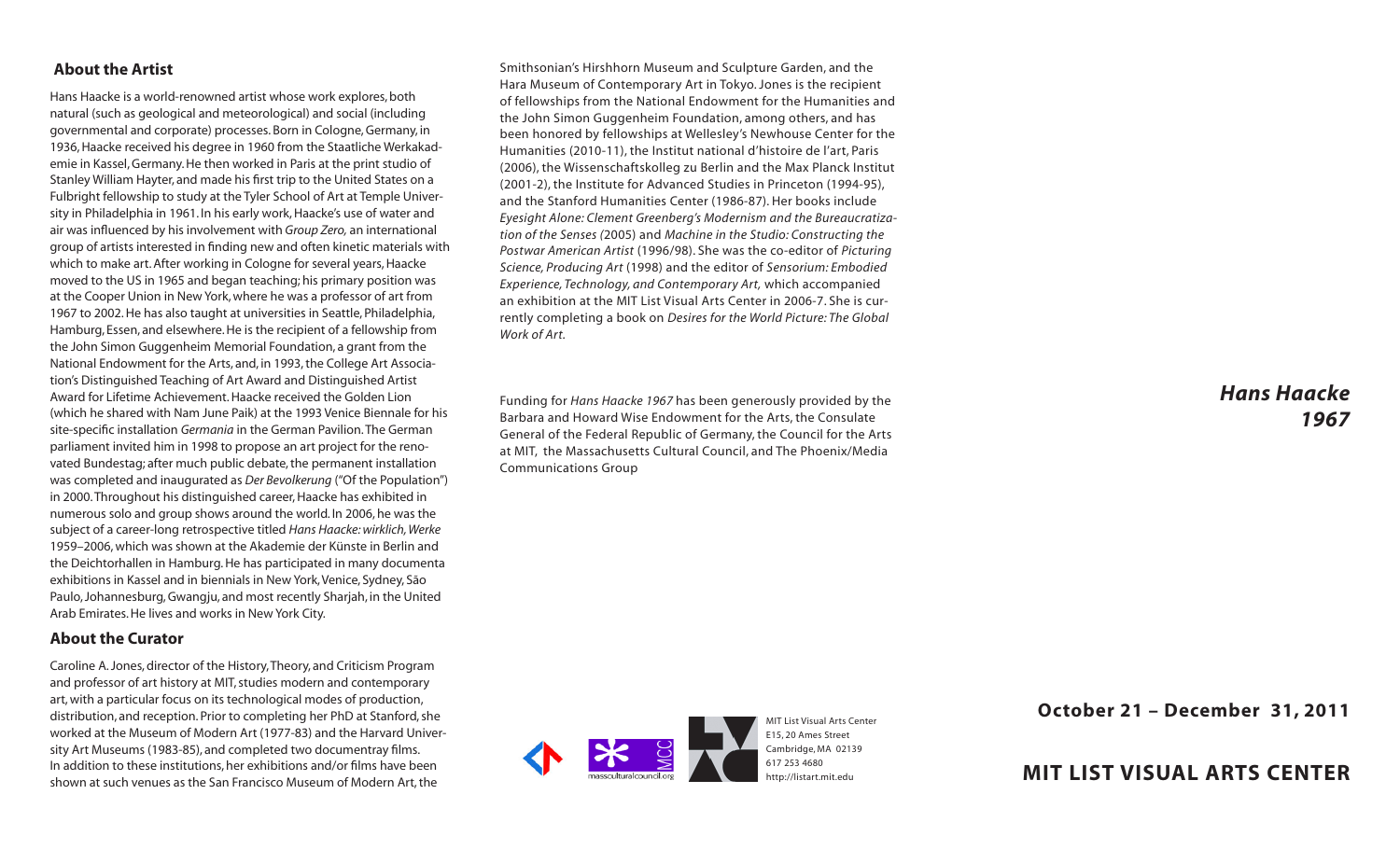## About the Artist

Hans Haacke is a world-renowned artist whose work explores, both natural (such as geological and meteorological) and social (including governmental and corporate) processes. Born in Cologne, Germany, in 1936, Haacke received his degree in 1960 from the Staatliche Werkakademie in Kassel, Germany. He then worked in Paris at the print studio of Stanley William Hayter, and made his first trip to the United States on a Fulbright fellowship to study at the Tyler School of Art at Temple University in Philadelphia in 1961. In his early work, Haacke's use of water and air was influenced by his involvement with *Group Zero,* an international group of artists interested in finding new and often kinetic materials with which to make art. After working in Cologne for several years, Haacke moved to the US in 1965 and began teaching; his primary position was at the Cooper Union in New York, where he was a professor of art from 1967 to 2002. He has also taught at universities in Seattle, Philadelphia, Hamburg, Essen, and elsewhere. He is the recipient of a fellowship from the John Simon Guggenheim Memorial Foundation, a grant from the National Endowment for the Arts, and, in 1993, the College Art Association's Distinguished Teaching of Art Award and Distinguished Artist Award for Lifetime Achievement. Haacke received the Golden Lion (which he shared with Nam June Paik) at the 1993 Venice Biennale for his site-specific installation *Germania* in the German Pavilion. The German parliament invited him in 1998 to propose an art project for the renovated Bundestag; after much public debate, the permanent installation was completed and inaugurated as *Der Bevolkerung* ("Of the Population") in 2000. Throughout his distinguished career, Haacke has exhibited in numerous solo and group shows around the world. In 2006, he was the subject of a career-long retrospective titled *Hans Haacke: wirklich, Werke* 1959–2006, which was shown at the Akademie der Künste in Berlin and the Deichtorhallen in Hamburg. He has participated in many documenta exhibitions in Kassel and in biennials in New York, Venice, Sydney, São Paulo, Johannesburg, Gwangju, and most recently Sharjah, in the United Arab Emirates. He lives and works in New York City.

## About the Curator

Caroline A. Jones, director of the History, Theory, and Criticism Program and professor of art history at MIT, studies modern and contemporary art, with a particular focus on its technological modes of production, distribution, and reception. Prior to completing her PhD at Stanford, she worked at the Museum of Modern Art (1977-83) and the Harvard University Art Museums (1983-85), and completed two documentray films. In addition to these institutions, her exhibitions and/or films have been shown at such venues as the San Francisco Museum of Modern Art, the Smithsonian's Hirshhorn Museum and Sculpture Garden, and the Hara Museum of Contemporary Art in Tokyo. Jones is the recipient of fellowships from the National Endowment for the Humanities and the John Simon Guggenheim Foundation, among others, and has been honored by fellowships at Wellesley's Newhouse Center for the Humanities (2010-11), the Institut national d'histoire de l'art, Paris (2006), the Wissenschaftskolleg zu Berlin and the Max Planck Institut (2001-2), the Institute for Advanced Studies in Princeton (1994-95), and the Stanford Humanities Center (1986-87). Her books include *Eyesight Alone: Clement Greenberg's Modernism and the Bureaucratization of the Senses (*2005) and *Machine in the Studio: Constructing the Postwar American Artist* (1996/98). She was the co-editor of *Picturing Science, Producing Art* (1998) and the editor of *Sensorium: Embodied Experience, Technology, and Contemporary Art,* which accompanied an exhibition at the MIT List Visual Arts Center in 2006-7. She is currently completing a book on *Desires for the World Picture: The Global Work of Art.*

Funding for *Hans Haacke 1967* has been generously provided by the Barbara and Howard Wise Endowment for the Arts, the Consulate General of the Federal Republic of Germany, the Council for the Arts at MIT, the Massachusetts Cultural Council, and The Phoenix/Media Communications Group

massculturalcouncil.org

MIT List Visual Arts Center
E15, 20 Ames Street
Cambridge, MA 02139
617 253 4680
http://listart.mit.edu

# ***Hans Haacke 1967***

**October 21 – December 31, 2011**

**MIT LIST VISUAL ARTS CENTER**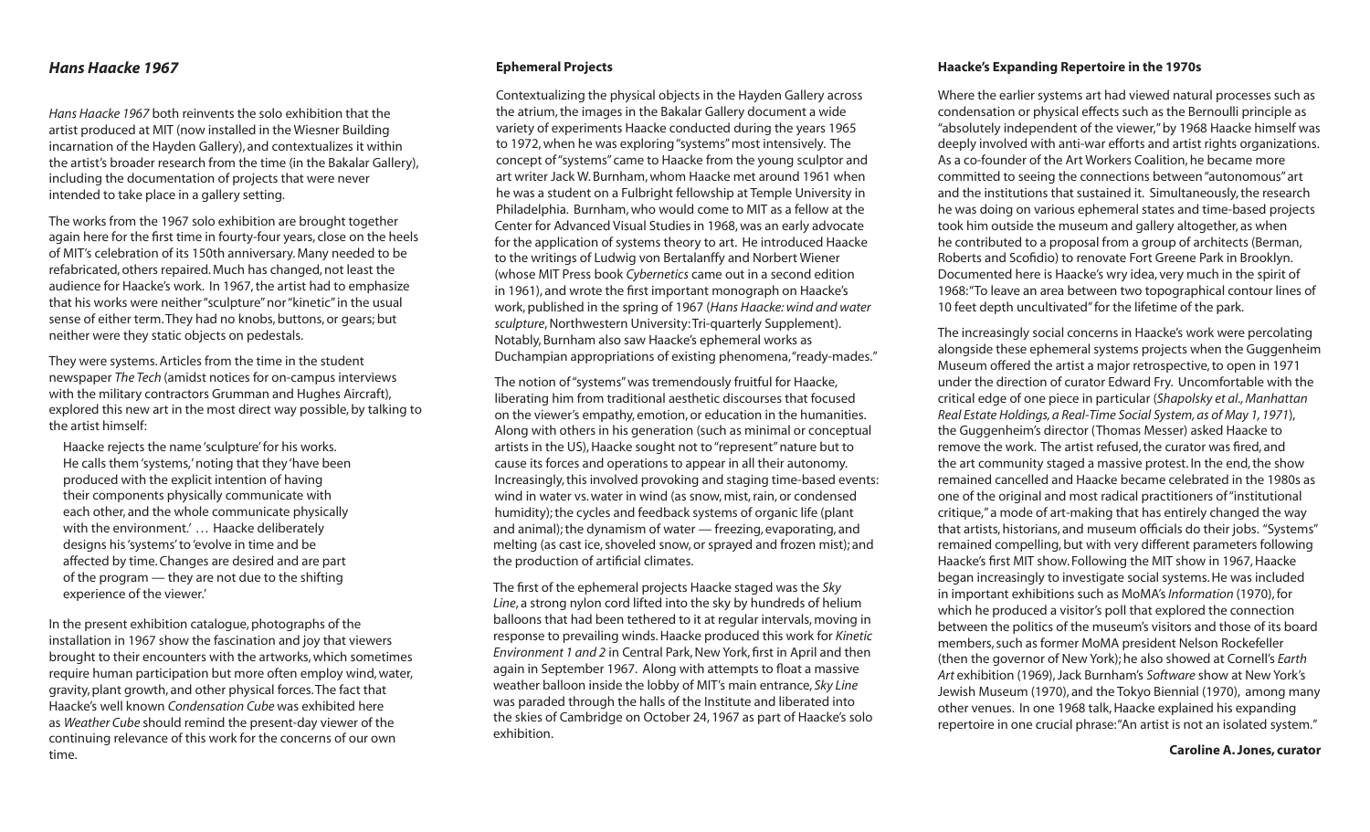## *Hans Haacke 1967*

*Hans Haacke 1967* both reinvents the solo exhibition that the artist produced at MIT (now installed in the Wiesner Building incarnation of the Hayden Gallery), and contextualizes it within the artist's broader research from the time (in the Bakalar Gallery), including the documentation of projects that were never intended to take place in a gallery setting.

The works from the 1967 solo exhibition are brought together again here for the first time in fourty-four years, close on the heels of MIT's celebration of its 150th anniversary. Many needed to be refabricated, others repaired. Much has changed, not least the audience for Haacke's work. In 1967, the artist had to emphasize that his works were neither "sculpture" nor "kinetic" in the usual sense of either term. They had no knobs, buttons, or gears; but neither were they static objects on pedestals.

They were systems. Articles from the time in the student newspaper *The Tech* (amidst notices for on-campus interviews with the military contractors Grumman and Hughes Aircraft), explored this new art in the most direct way possible, by talking to the artist himself:

> Haacke rejects the name 'sculpture' for his works. He calls them 'systems,' noting that they 'have been produced with the explicit intention of having their components physically communicate with each other, and the whole communicate physically with the environment.' … Haacke deliberately designs his 'systems' to 'evolve in time and be affected by time. Changes are desired and are part of the program — they are not due to the shifting experience of the viewer.'

In the present exhibition catalogue, photographs of the installation in 1967 show the fascination and joy that viewers brought to their encounters with the artworks, which sometimes require human participation but more often employ wind, water, gravity, plant growth, and other physical forces. The fact that Haacke's well known *Condensation Cube* was exhibited here as *Weather Cube* should remind the present-day viewer of the continuing relevance of this work for the concerns of our own time.

### Ephemeral Projects

Contextualizing the physical objects in the Hayden Gallery across the atrium, the images in the Bakalar Gallery document a wide variety of experiments Haacke conducted during the years 1965 to 1972, when he was exploring "systems" most intensively. The concept of "systems" came to Haacke from the young sculptor and art writer Jack W. Burnham, whom Haacke met around 1961 when he was a student on a Fulbright fellowship at Temple University in Philadelphia. Burnham, who would come to MIT as a fellow at the Center for Advanced Visual Studies in 1968, was an early advocate for the application of systems theory to art. He introduced Haacke to the writings of Ludwig von Bertalanffy and Norbert Wiener (whose MIT Press book *Cybernetics* came out in a second edition in 1961), and wrote the first important monograph on Haacke's work, published in the spring of 1967 (*Hans Haacke: wind and water sculpture*, Northwestern University: Tri-quarterly Supplement). Notably, Burnham also saw Haacke's ephemeral works as Duchampian appropriations of existing phenomena, "ready-mades."

The notion of "systems" was tremendously fruitful for Haacke, liberating him from traditional aesthetic discourses that focused on the viewer's empathy, emotion, or education in the humanities. Along with others in his generation (such as minimal or conceptual artists in the US), Haacke sought not to "represent" nature but to cause its forces and operations to appear in all their autonomy. Increasingly, this involved provoking and staging time-based events: wind in water vs. water in wind (as snow, mist, rain, or condensed humidity); the cycles and feedback systems of organic life (plant and animal); the dynamism of water — freezing, evaporating, and melting (as cast ice, shoveled snow, or sprayed and frozen mist); and the production of artificial climates.

The first of the ephemeral projects Haacke staged was the *Sky Line*, a strong nylon cord lifted into the sky by hundreds of helium balloons that had been tethered to it at regular intervals, moving in response to prevailing winds. Haacke produced this work for *Kinetic Environment 1 and 2* in Central Park, New York, first in April and then again in September 1967. Along with attempts to float a massive weather balloon inside the lobby of MIT's main entrance, *Sky Line* was paraded through the halls of the Institute and liberated into the skies of Cambridge on October 24, 1967 as part of Haacke's solo exhibition.

### Haacke's Expanding Repertoire in the 1970s

Where the earlier systems art had viewed natural processes such as condensation or physical effects such as the Bernoulli principle as "absolutely independent of the viewer," by 1968 Haacke himself was deeply involved with anti-war efforts and artist rights organizations. As a co-founder of the Art Workers Coalition, he became more committed to seeing the connections between "autonomous" art and the institutions that sustained it. Simultaneously, the research he was doing on various ephemeral states and time-based projects took him outside the museum and gallery altogether, as when he contributed to a proposal from a group of architects (Berman, Roberts and Scofidio) to renovate Fort Greene Park in Brooklyn. Documented here is Haacke's wry idea, very much in the spirit of 1968: "To leave an area between two topographical contour lines of 10 feet depth uncultivated" for the lifetime of the park.

The increasingly social concerns in Haacke's work were percolating alongside these ephemeral systems projects when the Guggenheim Museum offered the artist a major retrospective, to open in 1971 under the direction of curator Edward Fry. Uncomfortable with the critical edge of one piece in particular (*Shapolsky et al., Manhattan Real Estate Holdings, a Real-Time Social System, as of May 1, 1971*), the Guggenheim's director (Thomas Messer) asked Haacke to remove the work. The artist refused, the curator was fired, and the art community staged a massive protest. In the end, the show remained cancelled and Haacke became celebrated in the 1980s as one of the original and most radical practitioners of "institutional critique," a mode of art-making that has entirely changed the way that artists, historians, and museum officials do their jobs. "Systems" remained compelling, but with very different parameters following Haacke's first MIT show. Following the MIT show in 1967, Haacke began increasingly to investigate social systems. He was included in important exhibitions such as MoMA's *Information* (1970), for which he produced a visitor's poll that explored the connection between the politics of the museum's visitors and those of its board members, such as former MoMA president Nelson Rockefeller (then the governor of New York); he also showed at Cornell's *Earth Art* exhibition (1969), Jack Burnham's *Software* show at New York's Jewish Museum (1970), and the Tokyo Biennial (1970), among many other venues. In one 1968 talk, Haacke explained his expanding repertoire in one crucial phrase: "An artist is not an isolated system."

**Caroline A. Jones, curator**